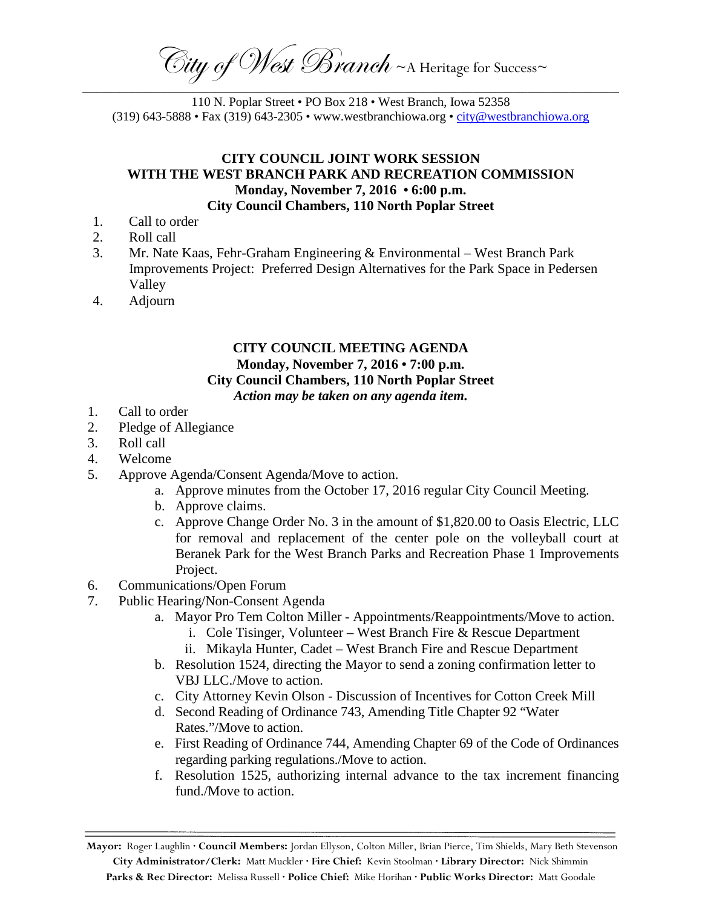*City of West Branch* ~A Heritage for Success~

110 N. Poplar Street • PO Box 218 • West Branch, Iowa 52358
(319) 643-5888 • Fax (319) 643-2305 • www.westbranchiowa.org • city@westbranchiowa.org

## CITY COUNCIL JOINT WORK SESSION
## WITH THE WEST BRANCH PARK AND RECREATION COMMISSION
### Monday, November 7, 2016 • 6:00 p.m.
### City Council Chambers, 110 North Poplar Street

1. Call to order
2. Roll call
3. Mr. Nate Kaas, Fehr-Graham Engineering & Environmental – West Branch Park Improvements Project: Preferred Design Alternatives for the Park Space in Pedersen Valley
4. Adjourn

## CITY COUNCIL MEETING AGENDA
### Monday, November 7, 2016 • 7:00 p.m.
### City Council Chambers, 110 North Poplar Street
***Action may be taken on any agenda item.***

1. Call to order
2. Pledge of Allegiance
3. Roll call
4. Welcome
5. Approve Agenda/Consent Agenda/Move to action.
   a. Approve minutes from the October 17, 2016 regular City Council Meeting.
   b. Approve claims.
   c. Approve Change Order No. 3 in the amount of $1,820.00 to Oasis Electric, LLC for removal and replacement of the center pole on the volleyball court at Beranek Park for the West Branch Parks and Recreation Phase 1 Improvements Project.
6. Communications/Open Forum
7. Public Hearing/Non-Consent Agenda
   a. Mayor Pro Tem Colton Miller - Appointments/Reappointments/Move to action.
      i. Cole Tisinger, Volunteer – West Branch Fire & Rescue Department
      ii. Mikayla Hunter, Cadet – West Branch Fire and Rescue Department
   b. Resolution 1524, directing the Mayor to send a zoning confirmation letter to VBJ LLC./Move to action.
   c. City Attorney Kevin Olson - Discussion of Incentives for Cotton Creek Mill
   d. Second Reading of Ordinance 743, Amending Title Chapter 92 "Water Rates."/Move to action.
   e. First Reading of Ordinance 744, Amending Chapter 69 of the Code of Ordinances regarding parking regulations./Move to action.
   f. Resolution 1525, authorizing internal advance to the tax increment financing fund./Move to action.

**Mayor:** Roger Laughlin · **Council Members:** Jordan Ellyson, Colton Miller, Brian Pierce, Tim Shields, Mary Beth Stevenson
**City Administrator/Clerk:** Matt Muckler · **Fire Chief:** Kevin Stoolman · **Library Director:** Nick Shimmin
**Parks & Rec Director:** Melissa Russell · **Police Chief:** Mike Horihan · **Public Works Director:** Matt Goodale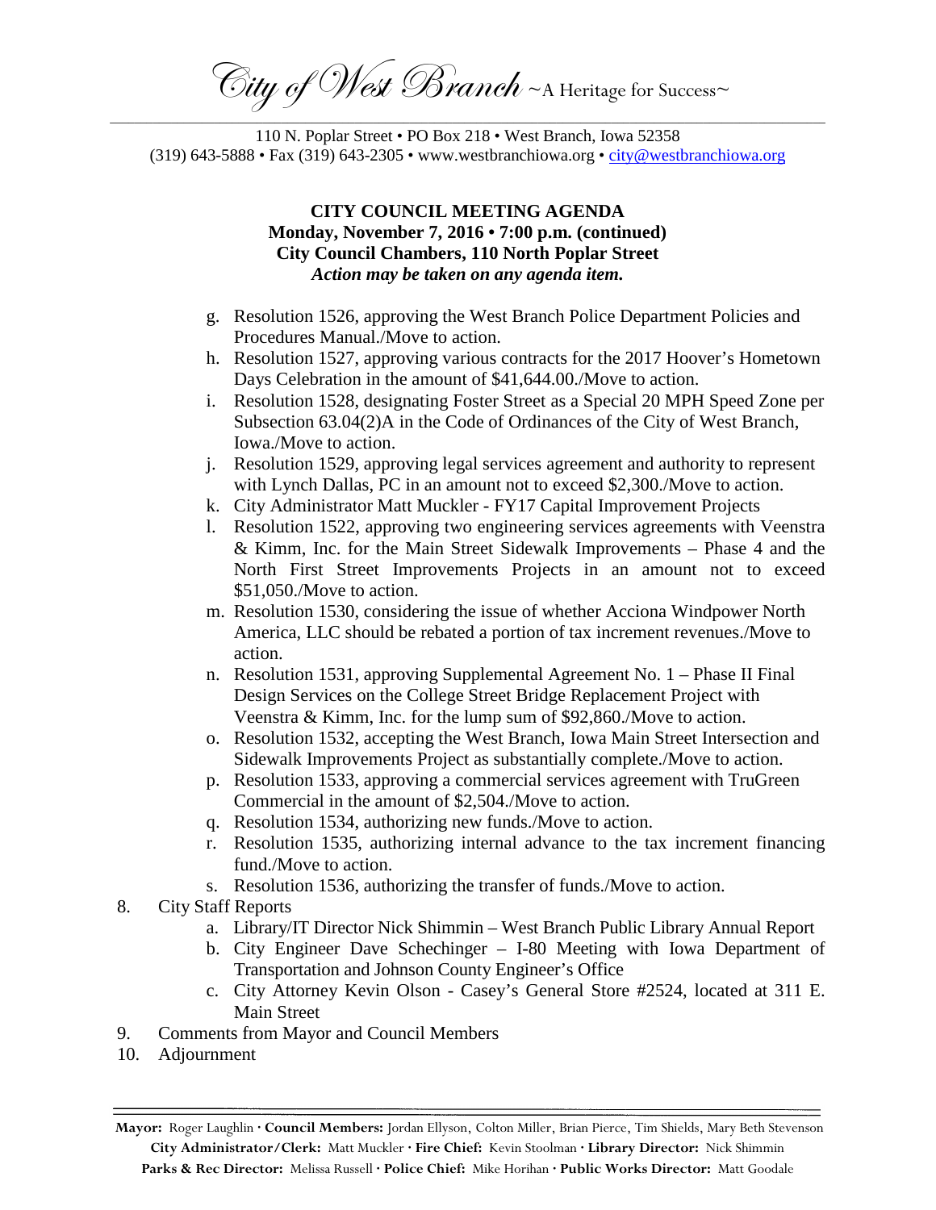*City of West Branch* ~A Heritage for Success~

110 N. Poplar Street • PO Box 218 • West Branch, Iowa 52358
(319) 643-5888 • Fax (319) 643-2305 • www.westbranchiowa.org • city@westbranchiowa.org

**CITY COUNCIL MEETING AGENDA**
**Monday, November 7, 2016 • 7:00 p.m. (continued)**
**City Council Chambers, 110 North Poplar Street**
***Action may be taken on any agenda item.***

g. Resolution 1526, approving the West Branch Police Department Policies and Procedures Manual./Move to action.
h. Resolution 1527, approving various contracts for the 2017 Hoover's Hometown Days Celebration in the amount of $41,644.00./Move to action.
i. Resolution 1528, designating Foster Street as a Special 20 MPH Speed Zone per Subsection 63.04(2)A in the Code of Ordinances of the City of West Branch, Iowa./Move to action.
j. Resolution 1529, approving legal services agreement and authority to represent with Lynch Dallas, PC in an amount not to exceed $2,300./Move to action.
k. City Administrator Matt Muckler - FY17 Capital Improvement Projects
l. Resolution 1522, approving two engineering services agreements with Veenstra & Kimm, Inc. for the Main Street Sidewalk Improvements – Phase 4 and the North First Street Improvements Projects in an amount not to exceed $51,050./Move to action.
m. Resolution 1530, considering the issue of whether Acciona Windpower North America, LLC should be rebated a portion of tax increment revenues./Move to action.
n. Resolution 1531, approving Supplemental Agreement No. 1 – Phase II Final Design Services on the College Street Bridge Replacement Project with Veenstra & Kimm, Inc. for the lump sum of $92,860./Move to action.
o. Resolution 1532, accepting the West Branch, Iowa Main Street Intersection and Sidewalk Improvements Project as substantially complete./Move to action.
p. Resolution 1533, approving a commercial services agreement with TruGreen Commercial in the amount of $2,504./Move to action.
q. Resolution 1534, authorizing new funds./Move to action.
r. Resolution 1535, authorizing internal advance to the tax increment financing fund./Move to action.
s. Resolution 1536, authorizing the transfer of funds./Move to action.

8. City Staff Reports
   a. Library/IT Director Nick Shimmin – West Branch Public Library Annual Report
   b. City Engineer Dave Schechinger – I-80 Meeting with Iowa Department of Transportation and Johnson County Engineer's Office
   c. City Attorney Kevin Olson - Casey's General Store #2524, located at 311 E. Main Street
9. Comments from Mayor and Council Members
10. Adjournment

**Mayor:** Roger Laughlin **·** **Council Members:** Jordan Ellyson, Colton Miller, Brian Pierce, Tim Shields, Mary Beth Stevenson
**City Administrator/Clerk:** Matt Muckler **·** **Fire Chief:** Kevin Stoolman **·** **Library Director:** Nick Shimmin
**Parks & Rec Director:** Melissa Russell **·** **Police Chief:** Mike Horihan **·** **Public Works Director:** Matt Goodale